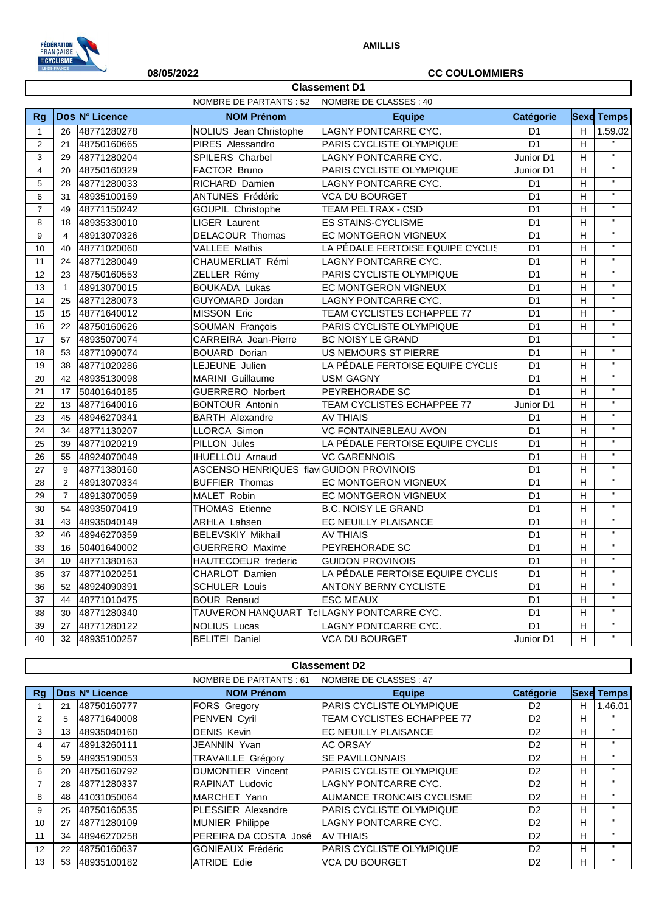**AMILLIS**

**08/05/2022** **CC COULOMMIERS**

## Classement D1

NOMBRE DE PARTANTS : 52    NOMBRE DE CLASSES : 40

| Rg | Dos | N° Licence | NOM Prénom | Equipe | Catégorie | Sexe | Temps |
|---|---|---|---|---|---|---|---|
| 1 | 26 | 48771280278 | NOLIUS Jean Christophe | LAGNY PONTCARRE CYC. | D1 | H | 1.59.02 |
| 2 | 21 | 48750160665 | PIRES Alessandro | PARIS CYCLISTE OLYMPIQUE | D1 | H | " |
| 3 | 29 | 48771280204 | SPILERS Charbel | LAGNY PONTCARRE CYC. | Junior D1 | H | " |
| 4 | 20 | 48750160329 | FACTOR Bruno | PARIS CYCLISTE OLYMPIQUE | Junior D1 | H | " |
| 5 | 28 | 48771280033 | RICHARD Damien | LAGNY PONTCARRE CYC. | D1 | H | " |
| 6 | 31 | 48935100159 | ANTUNES Frédéric | VCA DU BOURGET | D1 | H | " |
| 7 | 49 | 48771150242 | GOUPIL Christophe | TEAM PELTRAX - CSD | D1 | H | " |
| 8 | 18 | 48935330010 | LIGER Laurent | ES STAINS-CYCLISME | D1 | H | " |
| 9 | 4 | 48913070326 | DELACOUR Thomas | EC MONTGERON VIGNEUX | D1 | H | " |
| 10 | 40 | 48771020060 | VALLEE Mathis | LA PÉDALE FERTOISE EQUIPE CYCLIS | D1 | H | " |
| 11 | 24 | 48771280049 | CHAUMERLIAT Rémi | LAGNY PONTCARRE CYC. | D1 | H | " |
| 12 | 23 | 48750160553 | ZELLER Rémy | PARIS CYCLISTE OLYMPIQUE | D1 | H | " |
| 13 | 1 | 48913070015 | BOUKADA Lukas | EC MONTGERON VIGNEUX | D1 | H | " |
| 14 | 25 | 48771280073 | GUYOMARD Jordan | LAGNY PONTCARRE CYC. | D1 | H | " |
| 15 | 15 | 48771640012 | MISSON Eric | TEAM CYCLISTES ECHAPPEE 77 | D1 | H | " |
| 16 | 22 | 48750160626 | SOUMAN François | PARIS CYCLISTE OLYMPIQUE | D1 | H | " |
| 17 | 57 | 48935070074 | CARREIRA Jean-Pierre | BC NOISY LE GRAND | D1 | | " |
| 18 | 53 | 48771090074 | BOUARD Dorian | US NEMOURS ST PIERRE | D1 | H | " |
| 19 | 38 | 48771020286 | LEJEUNE Julien | LA PÉDALE FERTOISE EQUIPE CYCLIS | D1 | H | " |
| 20 | 42 | 48935130098 | MARINI Guillaume | USM GAGNY | D1 | H | " |
| 21 | 17 | 50401640185 | GUERRERO Norbert | PEYREHORADE SC | D1 | H | " |
| 22 | 13 | 48771640016 | BONTOUR Antonin | TEAM CYCLISTES ECHAPPEE 77 | Junior D1 | H | " |
| 23 | 45 | 48946270341 | BARTH Alexandre | AV THIAIS | D1 | H | " |
| 24 | 34 | 48771130207 | LLORCA Simon | VC FONTAINEBLEAU AVON | D1 | H | " |
| 25 | 39 | 48771020219 | PILLON Jules | LA PÉDALE FERTOISE EQUIPE CYCLIS | D1 | H | " |
| 26 | 55 | 48924070049 | IHUELLOU Arnaud | VC GARENNOIS | D1 | H | " |
| 27 | 9 | 48771380160 | ASCENSO HENRIQUES flav | GUIDON PROVINOIS | D1 | H | " |
| 28 | 2 | 48913070334 | BUFFIER Thomas | EC MONTGERON VIGNEUX | D1 | H | " |
| 29 | 7 | 48913070059 | MALET Robin | EC MONTGERON VIGNEUX | D1 | H | " |
| 30 | 54 | 48935070419 | THOMAS Etienne | B.C. NOISY LE GRAND | D1 | H | " |
| 31 | 43 | 48935040149 | ARHLA Lahsen | EC NEUILLY PLAISANCE | D1 | H | " |
| 32 | 46 | 48946270359 | BELEVSKIY Mikhail | AV THIAIS | D1 | H | " |
| 33 | 16 | 50401640002 | GUERRERO Maxime | PEYREHORADE SC | D1 | H | " |
| 34 | 10 | 48771380163 | HAUTECOEUR frederic | GUIDON PROVINOIS | D1 | H | " |
| 35 | 37 | 48771020251 | CHARLOT Damien | LA PÉDALE FERTOISE EQUIPE CYCLIS | D1 | H | " |
| 36 | 52 | 48924090391 | SCHULER Louis | ANTONY BERNY CYCLISTE | D1 | H | " |
| 37 | 44 | 48771010475 | BOUR Renaud | ESC MEAUX | D1 | H | " |
| 38 | 30 | 48771280340 | TAUVERON HANQUART Tc | LAGNY PONTCARRE CYC. | D1 | H | " |
| 39 | 27 | 48771280122 | NOLIUS Lucas | LAGNY PONTCARRE CYC. | D1 | H | " |
| 40 | 32 | 48935100257 | BELITEI Daniel | VCA DU BOURGET | Junior D1 | H | " |

## Classement D2

NOMBRE DE PARTANTS : 61    NOMBRE DE CLASSES : 47

| Rg | Dos | N° Licence | NOM Prénom | Equipe | Catégorie | Sexe | Temps |
|---|---|---|---|---|---|---|---|
| 1 | 21 | 48750160777 | FORS Gregory | PARIS CYCLISTE OLYMPIQUE | D2 | H | 1.46.01 |
| 2 | 5 | 48771640008 | PENVEN Cyril | TEAM CYCLISTES ECHAPPEE 77 | D2 | H | " |
| 3 | 13 | 48935040160 | DENIS Kevin | EC NEUILLY PLAISANCE | D2 | H | " |
| 4 | 47 | 48913260111 | JEANNIN Yvan | AC ORSAY | D2 | H | " |
| 5 | 59 | 48935190053 | TRAVAILLE Grégory | SE PAVILLONNAIS | D2 | H | " |
| 6 | 20 | 48750160792 | DUMONTIER Vincent | PARIS CYCLISTE OLYMPIQUE | D2 | H | " |
| 7 | 28 | 48771280337 | RAPINAT Ludovic | LAGNY PONTCARRE CYC. | D2 | H | " |
| 8 | 48 | 41031050064 | MARCHET Yann | AUMANCE TRONCAIS CYCLISME | D2 | H | " |
| 9 | 25 | 48750160535 | PLESSIER Alexandre | PARIS CYCLISTE OLYMPIQUE | D2 | H | " |
| 10 | 27 | 48771280109 | MUNIER Philippe | LAGNY PONTCARRE CYC. | D2 | H | " |
| 11 | 34 | 48946270258 | PEREIRA DA COSTA José | AV THIAIS | D2 | H | " |
| 12 | 22 | 48750160637 | GONIEAUX Frédéric | PARIS CYCLISTE OLYMPIQUE | D2 | H | " |
| 13 | 53 | 48935100182 | ATRIDE Edie | VCA DU BOURGET | D2 | H | " |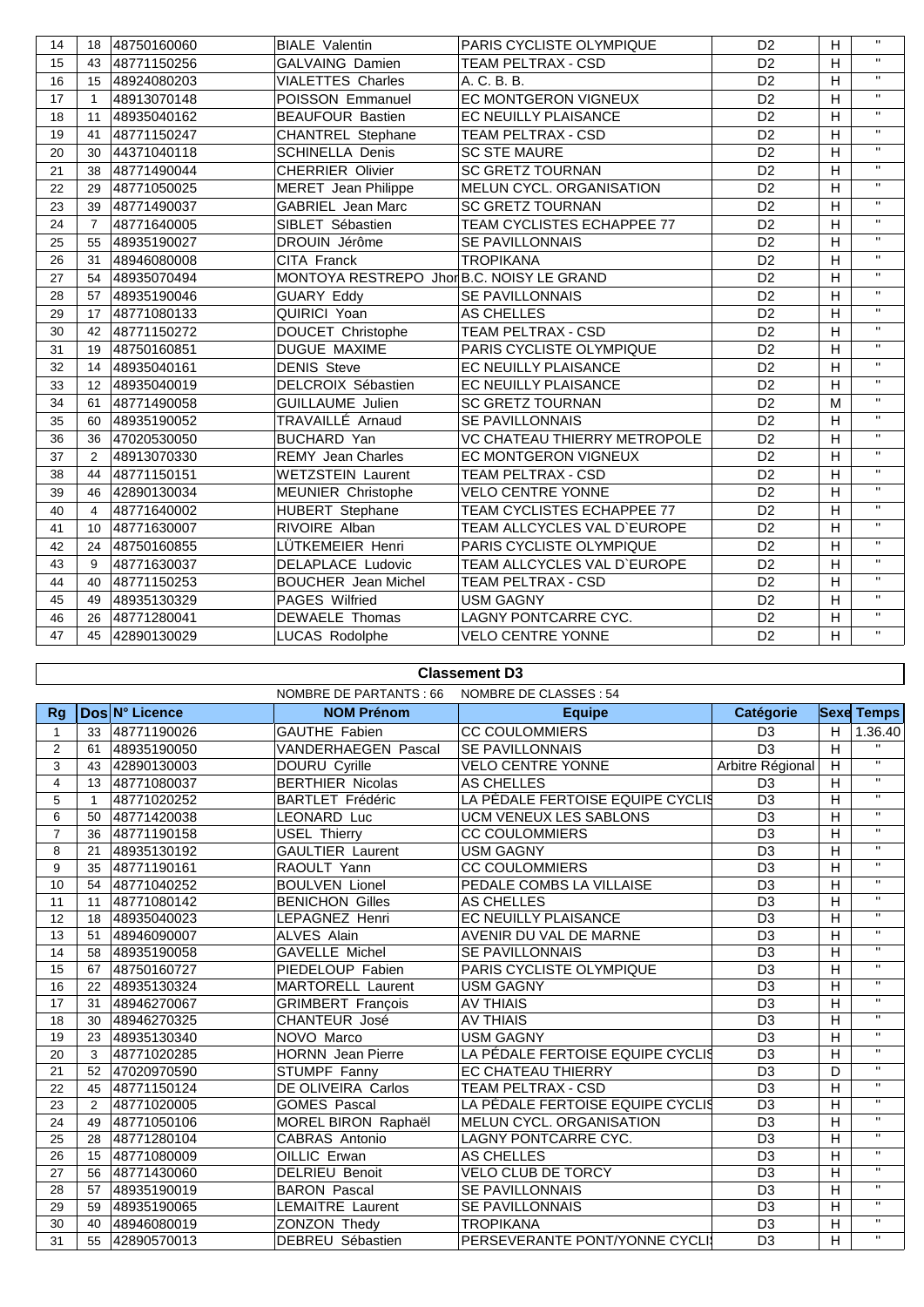| 14 | 18 | 48750160060 | BIALE Valentin | PARIS CYCLISTE OLYMPIQUE | D2 | H | " |
|---|---|---|---|---|---|---|---|
| 15 | 43 | 48771150256 | GALVAING Damien | TEAM PELTRAX - CSD | D2 | H | " |
| 16 | 15 | 48924080203 | VIALETTES Charles | A. C. B. B. | D2 | H | " |
| 17 | 1 | 48913070148 | POISSON Emmanuel | EC MONTGERON VIGNEUX | D2 | H | " |
| 18 | 11 | 48935040162 | BEAUFOUR Bastien | EC NEUILLY PLAISANCE | D2 | H | " |
| 19 | 41 | 48771150247 | CHANTREL Stephane | TEAM PELTRAX - CSD | D2 | H | " |
| 20 | 30 | 44371040118 | SCHINELLA Denis | SC STE MAURE | D2 | H | " |
| 21 | 38 | 48771490044 | CHERRIER Olivier | SC GRETZ TOURNAN | D2 | H | " |
| 22 | 29 | 48771050025 | MERET Jean Philippe | MELUN CYCL. ORGANISATION | D2 | H | " |
| 23 | 39 | 48771490037 | GABRIEL Jean Marc | SC GRETZ TOURNAN | D2 | H | " |
| 24 | 7 | 48771640005 | SIBLET Sébastien | TEAM CYCLISTES ECHAPPEE 77 | D2 | H | " |
| 25 | 55 | 48935190027 | DROUIN Jérôme | SE PAVILLONNAIS | D2 | H | " |
| 26 | 31 | 48946080008 | CITA Franck | TROPIKANA | D2 | H | " |
| 27 | 54 | 48935070494 | MONTOYA RESTREPO Jhor | B.C. NOISY LE GRAND | D2 | H | " |
| 28 | 57 | 48935190046 | GUARY Eddy | SE PAVILLONNAIS | D2 | H | " |
| 29 | 17 | 48771080133 | QUIRICI Yoan | AS CHELLES | D2 | H | " |
| 30 | 42 | 48771150272 | DOUCET Christophe | TEAM PELTRAX - CSD | D2 | H | " |
| 31 | 19 | 48750160851 | DUGUE MAXIME | PARIS CYCLISTE OLYMPIQUE | D2 | H | " |
| 32 | 14 | 48935040161 | DENIS Steve | EC NEUILLY PLAISANCE | D2 | H | " |
| 33 | 12 | 48935040019 | DELCROIX Sébastien | EC NEUILLY PLAISANCE | D2 | H | " |
| 34 | 61 | 48771490058 | GUILLAUME Julien | SC GRETZ TOURNAN | D2 | M | " |
| 35 | 60 | 48935190052 | TRAVAILLÉ Arnaud | SE PAVILLONNAIS | D2 | H | " |
| 36 | 36 | 47020530050 | BUCHARD Yan | VC CHATEAU THIERRY METROPOLE | D2 | H | " |
| 37 | 2 | 48913070330 | REMY Jean Charles | EC MONTGERON VIGNEUX | D2 | H | " |
| 38 | 44 | 48771150151 | WETZSTEIN Laurent | TEAM PELTRAX - CSD | D2 | H | " |
| 39 | 46 | 42890130034 | MEUNIER Christophe | VELO CENTRE YONNE | D2 | H | " |
| 40 | 4 | 48771640002 | HUBERT Stephane | TEAM CYCLISTES ECHAPPEE 77 | D2 | H | " |
| 41 | 10 | 48771630007 | RIVOIRE Alban | TEAM ALLCYCLES VAL D`EUROPE | D2 | H | " |
| 42 | 24 | 48750160855 | LÜTKEMEIER Henri | PARIS CYCLISTE OLYMPIQUE | D2 | H | " |
| 43 | 9 | 48771630037 | DELAPLACE Ludovic | TEAM ALLCYCLES VAL D`EUROPE | D2 | H | " |
| 44 | 40 | 48771150253 | BOUCHER Jean Michel | TEAM PELTRAX - CSD | D2 | H | " |
| 45 | 49 | 48935130329 | PAGES Wilfried | USM GAGNY | D2 | H | " |
| 46 | 26 | 48771280041 | DEWAELE Thomas | LAGNY PONTCARRE CYC. | D2 | H | " |
| 47 | 45 | 42890130029 | LUCAS Rodolphe | VELO CENTRE YONNE | D2 | H | " |

## Classement D3

NOMBRE DE PARTANTS : 66    NOMBRE DE CLASSES : 54

| Rg | Dos | N° Licence | NOM Prénom | Equipe | Catégorie | Sexe | Temps |
|---|---|---|---|---|---|---|---|
| 1 | 33 | 48771190026 | GAUTHE Fabien | CC COULOMMIERS | D3 | H | 1.36.40 |
| 2 | 61 | 48935190050 | VANDERHAEGEN Pascal | SE PAVILLONNAIS | D3 | H | " |
| 3 | 43 | 42890130003 | DOURU Cyrille | VELO CENTRE YONNE | Arbitre Régional | H | " |
| 4 | 13 | 48771080037 | BERTHIER Nicolas | AS CHELLES | D3 | H | " |
| 5 | 1 | 48771020252 | BARTLET Frédéric | LA PÉDALE FERTOISE EQUIPE CYCLIS | D3 | H | " |
| 6 | 50 | 48771420038 | LEONARD Luc | UCM VENEUX LES SABLONS | D3 | H | " |
| 7 | 36 | 48771190158 | USEL Thierry | CC COULOMMIERS | D3 | H | " |
| 8 | 21 | 48935130192 | GAULTIER Laurent | USM GAGNY | D3 | H | " |
| 9 | 35 | 48771190161 | RAOULT Yann | CC COULOMMIERS | D3 | H | " |
| 10 | 54 | 48771040252 | BOULVEN Lionel | PEDALE COMBS LA VILLAISE | D3 | H | " |
| 11 | 11 | 48771080142 | BENICHON Gilles | AS CHELLES | D3 | H | " |
| 12 | 18 | 48935040023 | LEPAGNEZ Henri | EC NEUILLY PLAISANCE | D3 | H | " |
| 13 | 51 | 48946090007 | ALVES Alain | AVENIR DU VAL DE MARNE | D3 | H | " |
| 14 | 58 | 48935190058 | GAVELLE Michel | SE PAVILLONNAIS | D3 | H | " |
| 15 | 67 | 48750160727 | PIEDELOUP Fabien | PARIS CYCLISTE OLYMPIQUE | D3 | H | " |
| 16 | 22 | 48935130324 | MARTORELL Laurent | USM GAGNY | D3 | H | " |
| 17 | 31 | 48946270067 | GRIMBERT François | AV THIAIS | D3 | H | " |
| 18 | 30 | 48946270325 | CHANTEUR José | AV THIAIS | D3 | H | " |
| 19 | 23 | 48935130340 | NOVO Marco | USM GAGNY | D3 | H | " |
| 20 | 3 | 48771020285 | HORNN Jean Pierre | LA PÉDALE FERTOISE EQUIPE CYCLIS | D3 | H | " |
| 21 | 52 | 47020970590 | STUMPF Fanny | EC CHATEAU THIERRY | D3 | D | " |
| 22 | 45 | 48771150124 | DE OLIVEIRA Carlos | TEAM PELTRAX - CSD | D3 | H | " |
| 23 | 2 | 48771020005 | GOMES Pascal | LA PÉDALE FERTOISE EQUIPE CYCLIS | D3 | H | " |
| 24 | 49 | 48771050106 | MOREL BIRON Raphaël | MELUN CYCL. ORGANISATION | D3 | H | " |
| 25 | 28 | 48771280104 | CABRAS Antonio | LAGNY PONTCARRE CYC. | D3 | H | " |
| 26 | 15 | 48771080009 | OILLIC Erwan | AS CHELLES | D3 | H | " |
| 27 | 56 | 48771430060 | DELRIEU Benoit | VELO CLUB DE TORCY | D3 | H | " |
| 28 | 57 | 48935190019 | BARON Pascal | SE PAVILLONNAIS | D3 | H | " |
| 29 | 59 | 48935190065 | LEMAITRE Laurent | SE PAVILLONNAIS | D3 | H | " |
| 30 | 40 | 48946080019 | ZONZON Thedy | TROPIKANA | D3 | H | " |
| 31 | 55 | 42890570013 | DEBREU Sébastien | PERSEVERANTE PONT/YONNE CYCLI | D3 | H | " |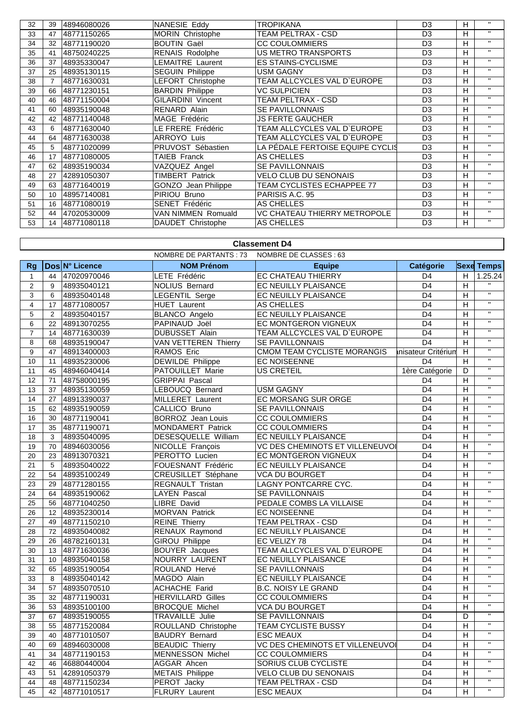| 32 | 39 | 48946080026 | NANESIE Eddy | TROPIKANA | D3 | H | " |
|---|---|---|---|---|---|---|---|
| 33 | 47 | 48771150265 | MORIN Christophe | TEAM PELTRAX - CSD | D3 | H | " |
| 34 | 32 | 48771190020 | BOUTIN Gaël | CC COULOMMIERS | D3 | H | " |
| 35 | 41 | 48750240225 | RENAIS Rodolphe | US METRO TRANSPORTS | D3 | H | " |
| 36 | 37 | 48935330047 | LEMAITRE Laurent | ES STAINS-CYCLISME | D3 | H | " |
| 37 | 25 | 48935130115 | SEGUIN Philippe | USM GAGNY | D3 | H | " |
| 38 | 7 | 48771630031 | LEFORT Christophe | TEAM ALLCYCLES VAL D`EUROPE | D3 | H | " |
| 39 | 66 | 48771230151 | BARDIN Philippe | VC SULPICIEN | D3 | H | " |
| 40 | 46 | 48771150004 | GILARDINI Vincent | TEAM PELTRAX - CSD | D3 | H | " |
| 41 | 60 | 48935190048 | RENARD Alain | SE PAVILLONNAIS | D3 | H | " |
| 42 | 42 | 48771140048 | MAGE Frédéric | JS FERTE GAUCHER | D3 | H | " |
| 43 | 6 | 48771630040 | LE FRERE Frédéric | TEAM ALLCYCLES VAL D`EUROPE | D3 | H | " |
| 44 | 64 | 48771630038 | ARROYO Luis | TEAM ALLCYCLES VAL D`EUROPE | D3 | H | " |
| 45 | 5 | 48771020099 | PRUVOST Sébastien | LA PÉDALE FERTOISE EQUIPE CYCLIS | D3 | H | " |
| 46 | 17 | 48771080005 | TAIEB Franck | AS CHELLES | D3 | H | " |
| 47 | 62 | 48935190034 | VAZQUEZ Angel | SE PAVILLONNAIS | D3 | H | " |
| 48 | 27 | 42891050307 | TIMBERT Patrick | VELO CLUB DU SENONAIS | D3 | H | " |
| 49 | 63 | 48771640019 | GONZO Jean Philippe | TEAM CYCLISTES ECHAPPEE 77 | D3 | H | " |
| 50 | 10 | 48957140081 | PIRIOU Bruno | PARISIS A.C. 95 | D3 | H | " |
| 51 | 16 | 48771080019 | SENET Frédéric | AS CHELLES | D3 | H | " |
| 52 | 44 | 47020530009 | VAN NIMMEN Romuald | VC CHATEAU THIERRY METROPOLE | D3 | H | " |
| 53 | 14 | 48771080118 | DAUDET Christophe | AS CHELLES | D3 | H | " |

## Classement D4

NOMBRE DE PARTANTS : 73 NOMBRE DE CLASSES : 63

| Rg | Dos | N° Licence | NOM Prénom | Equipe | Catégorie | Sexe | Temps |
|---|---|---|---|---|---|---|---|
| 1 | 44 | 47020970046 | LETE Frédéric | EC CHATEAU THIERRY | D4 | H | 1.25.24 |
| 2 | 9 | 48935040121 | NOLIUS Bernard | EC NEUILLY PLAISANCE | D4 | H | " |
| 3 | 6 | 48935040148 | LEGENTIL Serge | EC NEUILLY PLAISANCE | D4 | H | " |
| 4 | 17 | 48771080057 | HUET Laurent | AS CHELLES | D4 | H | " |
| 5 | 2 | 48935040157 | BLANCO Angelo | EC NEUILLY PLAISANCE | D4 | H | " |
| 6 | 22 | 48913070255 | PAPINAUD Joël | EC MONTGERON VIGNEUX | D4 | H | " |
| 7 | 14 | 48771630039 | DUBUSSET Alain | TEAM ALLCYCLES VAL D`EUROPE | D4 | H | " |
| 8 | 68 | 48935190047 | VAN VETTEREN Thierry | SE PAVILLONNAIS | D4 | H | " |
| 9 | 47 | 48913400003 | RAMOS Eric | CMOM TEAM CYCLISTE MORANGIS | nisateur Critérium | H | " |
| 10 | 11 | 48935230006 | DEWILDE Philippe | EC NOISEENNE | D4 | H | " |
| 11 | 45 | 48946040414 | PATOUILLET Marie | US CRETEIL | 1ère Catégorie | D | " |
| 12 | 71 | 48758000195 | GRIPPAI Pascal | | D4 | H | " |
| 13 | 37 | 48935130059 | LEBOUCQ Bernard | USM GAGNY | D4 | H | " |
| 14 | 27 | 48913390037 | MILLERET Laurent | EC MORSANG SUR ORGE | D4 | H | " |
| 15 | 62 | 48935190059 | CALLICO Bruno | SE PAVILLONNAIS | D4 | H | " |
| 16 | 30 | 48771190041 | BORROZ Jean Louis | CC COULOMMIERS | D4 | H | " |
| 17 | 35 | 48771190071 | MONDAMERT Patrick | CC COULOMMIERS | D4 | H | " |
| 18 | 3 | 48935040095 | DESESQUELLE William | EC NEUILLY PLAISANCE | D4 | H | " |
| 19 | 70 | 48946030056 | NICOLLE François | VC DES CHEMINOTS ET VILLENEUVOI | D4 | H | " |
| 20 | 23 | 48913070321 | PEROTTO Lucien | EC MONTGERON VIGNEUX | D4 | H | " |
| 21 | 5 | 48935040022 | FOUESNANT Frédéric | EC NEUILLY PLAISANCE | D4 | H | " |
| 22 | 54 | 48935100249 | CREUSILLET Stéphane | VCA DU BOURGET | D4 | H | " |
| 23 | 29 | 48771280155 | REGNAULT Tristan | LAGNY PONTCARRE CYC. | D4 | H | " |
| 24 | 64 | 48935190062 | LAYEN Pascal | SE PAVILLONNAIS | D4 | H | " |
| 25 | 56 | 48771040250 | LIBRE David | PEDALE COMBS LA VILLAISE | D4 | H | " |
| 26 | 12 | 48935230014 | MORVAN Patrick | EC NOISEENNE | D4 | H | " |
| 27 | 49 | 48771150210 | REINE Thierry | TEAM PELTRAX - CSD | D4 | H | " |
| 28 | 72 | 48935040082 | RENAUX Raymond | EC NEUILLY PLAISANCE | D4 | H | " |
| 29 | 26 | 48782160131 | GIROU Philippe | EC VELIZY 78 | D4 | H | " |
| 30 | 13 | 48771630036 | BOUYER Jacques | TEAM ALLCYCLES VAL D`EUROPE | D4 | H | " |
| 31 | 10 | 48935040158 | NOURRY LAURENT | EC NEUILLY PLAISANCE | D4 | H | " |
| 32 | 65 | 48935190054 | ROULAND Hervé | SE PAVILLONNAIS | D4 | H | " |
| 33 | 8 | 48935040142 | MAGDO Alain | EC NEUILLY PLAISANCE | D4 | H | " |
| 34 | 57 | 48935070510 | ACHACHE Farid | B.C. NOISY LE GRAND | D4 | H | " |
| 35 | 32 | 48771190031 | HERVILLARD Gilles | CC COULOMMIERS | D4 | H | " |
| 36 | 53 | 48935100100 | BROCQUE Michel | VCA DU BOURGET | D4 | H | " |
| 37 | 67 | 48935190055 | TRAVAILLE Julie | SE PAVILLONNAIS | D4 | D | " |
| 38 | 55 | 48771520084 | ROULLAND Christophe | TEAM CYCLISTE BUSSY | D4 | H | " |
| 39 | 40 | 48771010507 | BAUDRY Bernard | ESC MEAUX | D4 | H | " |
| 40 | 69 | 48946030008 | BEAUDIC Thierry | VC DES CHEMINOTS ET VILLENEUVOI | D4 | H | " |
| 41 | 34 | 48771190153 | MENNESSON Michel | CC COULOMMIERS | D4 | H | " |
| 42 | 46 | 46880440004 | AGGAR Ahcen | SORIUS CLUB CYCLISTE | D4 | H | " |
| 43 | 51 | 42891050379 | METAIS Philippe | VELO CLUB DU SENONAIS | D4 | H | " |
| 44 | 48 | 48771150234 | PEROT Jacky | TEAM PELTRAX - CSD | D4 | H | " |
| 45 | 42 | 48771010517 | FLRURY Laurent | ESC MEAUX | D4 | H | " |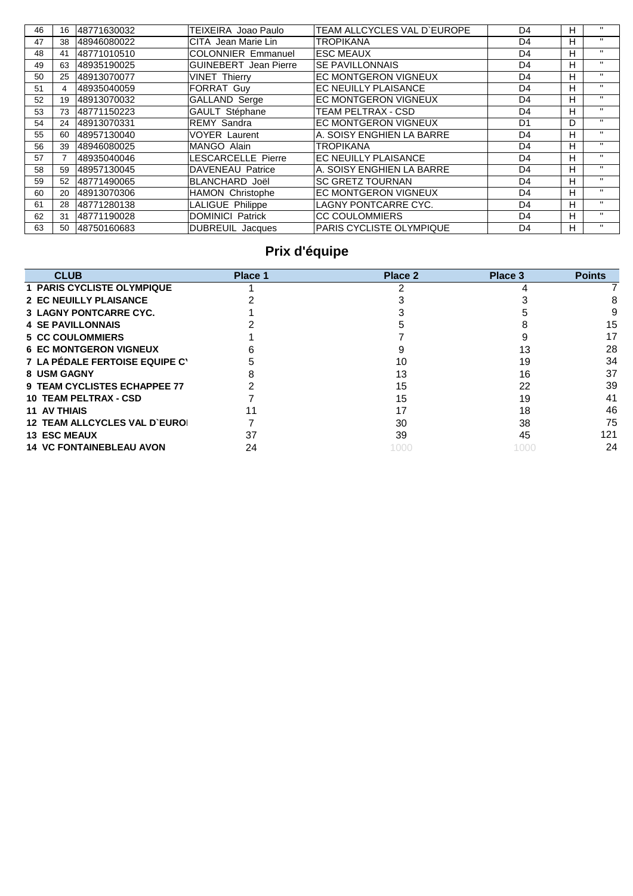| | | | | | | | |
|---|---|---|---|---|---|---|---|
| 46 | 16 | 48771630032 | TEIXEIRA Joao Paulo | TEAM ALLCYCLES VAL D`EUROPE | D4 | H | " |
| 47 | 38 | 48946080022 | CITA Jean Marie Lin | TROPIKANA | D4 | H | " |
| 48 | 41 | 48771010510 | COLONNIER Emmanuel | ESC MEAUX | D4 | H | " |
| 49 | 63 | 48935190025 | GUINEBERT Jean Pierre | SE PAVILLONNAIS | D4 | H | " |
| 50 | 25 | 48913070077 | VINET Thierry | EC MONTGERON VIGNEUX | D4 | H | " |
| 51 | 4 | 48935040059 | FORRAT Guy | EC NEUILLY PLAISANCE | D4 | H | " |
| 52 | 19 | 48913070032 | GALLAND Serge | EC MONTGERON VIGNEUX | D4 | H | " |
| 53 | 73 | 48771150223 | GAULT Stéphane | TEAM PELTRAX - CSD | D4 | H | " |
| 54 | 24 | 48913070331 | REMY Sandra | EC MONTGERON VIGNEUX | D1 | D | " |
| 55 | 60 | 48957130040 | VOYER Laurent | A. SOISY ENGHIEN LA BARRE | D4 | H | " |
| 56 | 39 | 48946080025 | MANGO Alain | TROPIKANA | D4 | H | " |
| 57 | 7 | 48935040046 | LESCARCELLE Pierre | EC NEUILLY PLAISANCE | D4 | H | " |
| 58 | 59 | 48957130045 | DAVENEAU Patrice | A. SOISY ENGHIEN LA BARRE | D4 | H | " |
| 59 | 52 | 48771490065 | BLANCHARD Joël | SC GRETZ TOURNAN | D4 | H | " |
| 60 | 20 | 48913070306 | HAMON Christophe | EC MONTGERON VIGNEUX | D4 | H | " |
| 61 | 28 | 48771280138 | LALIGUE Philippe | LAGNY PONTCARRE CYC. | D4 | H | " |
| 62 | 31 | 48771190028 | DOMINICI Patrick | CC COULOMMIERS | D4 | H | " |
| 63 | 50 | 48750160683 | DUBREUIL Jacques | PARIS CYCLISTE OLYMPIQUE | D4 | H | " |

## Prix d'équipe

| CLUB | Place 1 | Place 2 | Place 3 | Points |
|---|---|---|---|---|
| **1 PARIS CYCLISTE OLYMPIQUE** | 1 | 2 | 4 | 7 |
| **2 EC NEUILLY PLAISANCE** | 2 | 3 | 3 | 8 |
| **3 LAGNY PONTCARRE CYC.** | 1 | 3 | 5 | 9 |
| **4 SE PAVILLONNAIS** | 2 | 5 | 8 | 15 |
| **5 CC COULOMMIERS** | 1 | 7 | 9 | 17 |
| **6 EC MONTGERON VIGNEUX** | 6 | 9 | 13 | 28 |
| **7 LA PÉDALE FERTOISE EQUIPE C** | 5 | 10 | 19 | 34 |
| **8 USM GAGNY** | 8 | 13 | 16 | 37 |
| **9 TEAM CYCLISTES ECHAPPEE 77** | 2 | 15 | 22 | 39 |
| **10 TEAM PELTRAX - CSD** | 7 | 15 | 19 | 41 |
| **11 AV THIAIS** | 11 | 17 | 18 | 46 |
| **12 TEAM ALLCYCLES VAL D`EURO** | 7 | 30 | 38 | 75 |
| **13 ESC MEAUX** | 37 | 39 | 45 | 121 |
| **14 VC FONTAINEBLEAU AVON** | 24 | 1000 | 1000 | 24 |